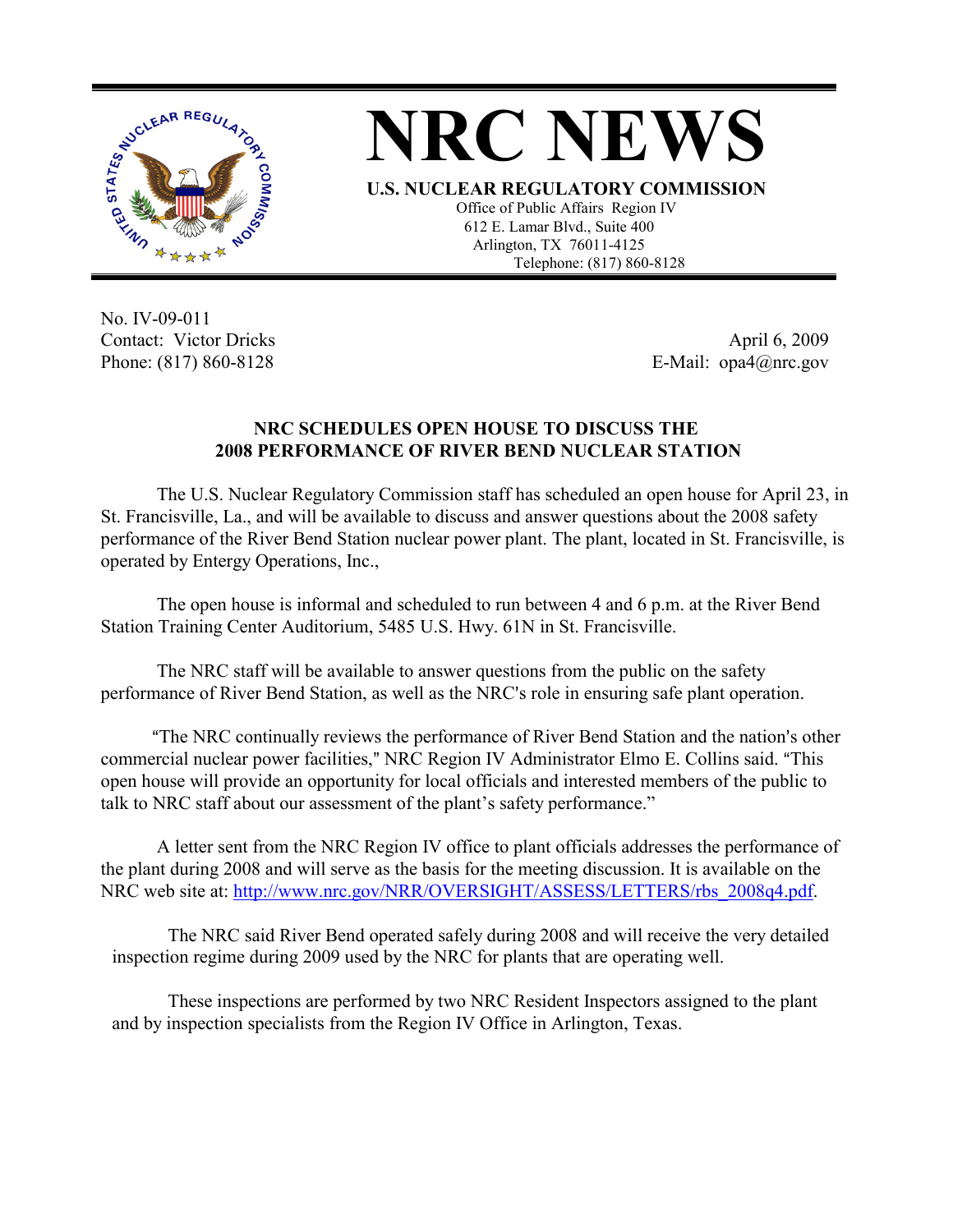# NRC NEWS

**U.S. NUCLEAR REGULATORY COMMISSION**

Office of Public Affairs Region IV
612 E. Lamar Blvd., Suite 400
Arlington, TX 76011-4125
Telephone: (817) 860-8128

No. IV-09-011
Contact: Victor Dricks
Phone: (817) 860-8128

April 6, 2009
E-Mail: opa4@nrc.gov

## NRC SCHEDULES OPEN HOUSE TO DISCUSS THE 2008 PERFORMANCE OF RIVER BEND NUCLEAR STATION

The U.S. Nuclear Regulatory Commission staff has scheduled an open house for April 23, in St. Francisville, La., and will be available to discuss and answer questions about the 2008 safety performance of the River Bend Station nuclear power plant. The plant, located in St. Francisville, is operated by Entergy Operations, Inc.,

The open house is informal and scheduled to run between 4 and 6 p.m. at the River Bend Station Training Center Auditorium, 5485 U.S. Hwy. 61N in St. Francisville.

The NRC staff will be available to answer questions from the public on the safety performance of River Bend Station, as well as the NRC's role in ensuring safe plant operation.

"The NRC continually reviews the performance of River Bend Station and the nation's other commercial nuclear power facilities," NRC Region IV Administrator Elmo E. Collins said. "This open house will provide an opportunity for local officials and interested members of the public to talk to NRC staff about our assessment of the plant's safety performance."

A letter sent from the NRC Region IV office to plant officials addresses the performance of the plant during 2008 and will serve as the basis for the meeting discussion. It is available on the NRC web site at: http://www.nrc.gov/NRR/OVERSIGHT/ASSESS/LETTERS/rbs_2008q4.pdf.

The NRC said River Bend operated safely during 2008 and will receive the very detailed inspection regime during 2009 used by the NRC for plants that are operating well.

These inspections are performed by two NRC Resident Inspectors assigned to the plant and by inspection specialists from the Region IV Office in Arlington, Texas.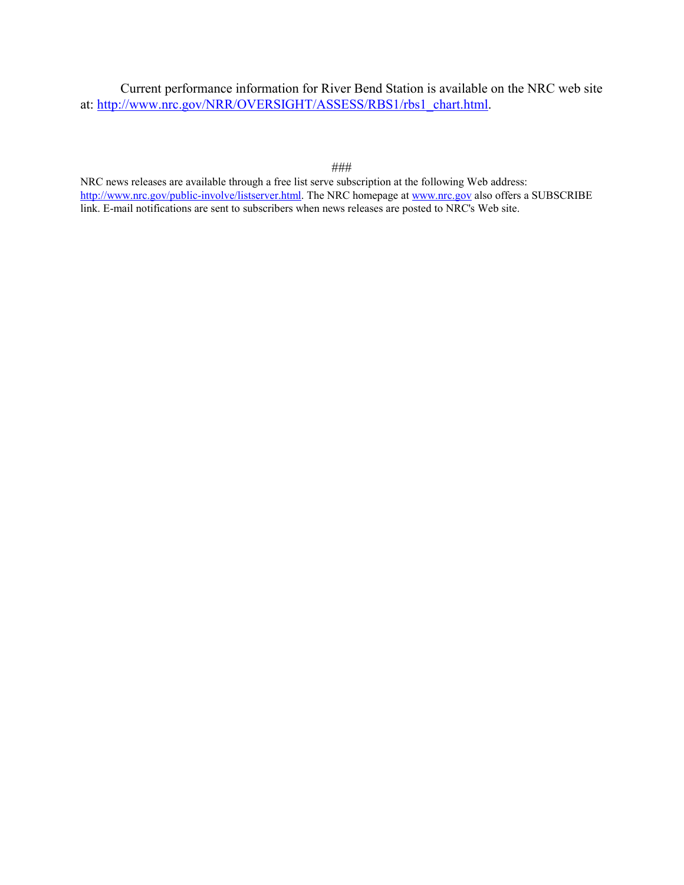Current performance information for River Bend Station is available on the NRC web site at: http://www.nrc.gov/NRR/OVERSIGHT/ASSESS/RBS1/rbs1_chart.html.

###

NRC news releases are available through a free list serve subscription at the following Web address: http://www.nrc.gov/public-involve/listserver.html. The NRC homepage at www.nrc.gov also offers a SUBSCRIBE link. E-mail notifications are sent to subscribers when news releases are posted to NRC's Web site.